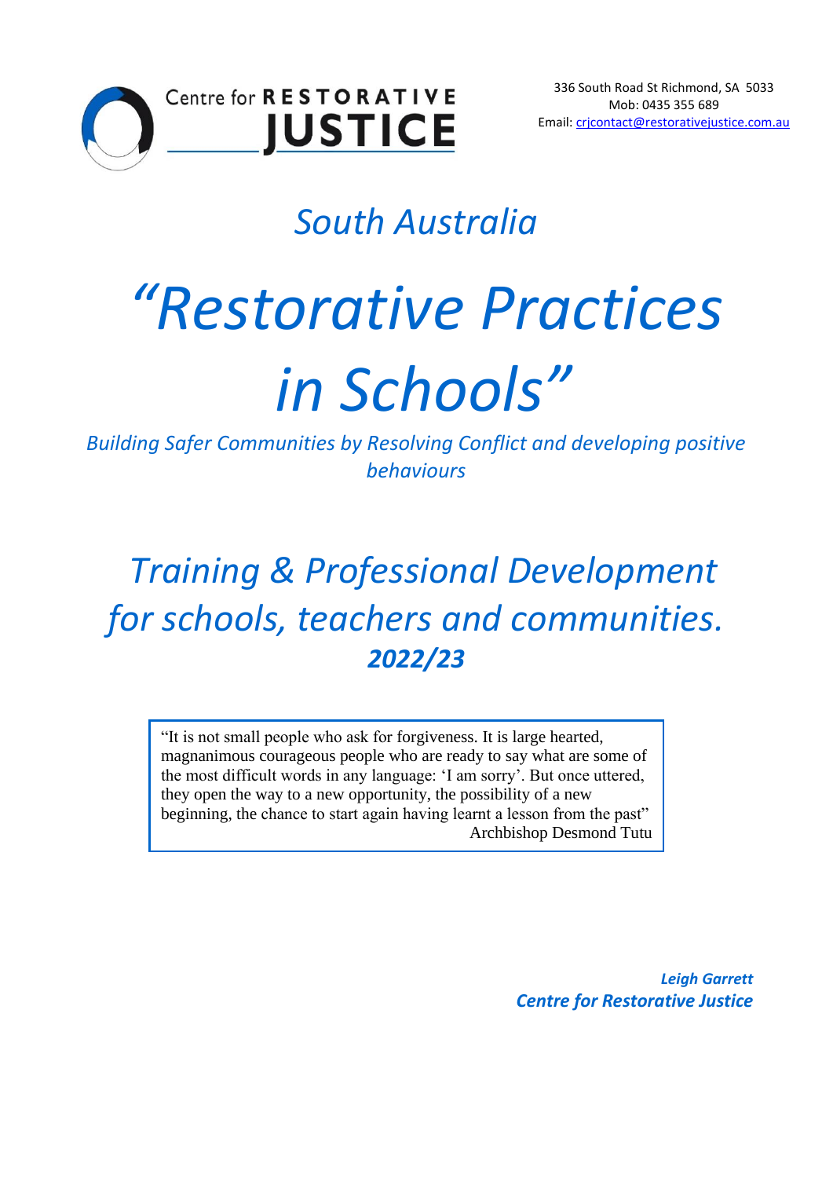Centre for RESTORATIVE JUSTICE

336 South Road St Richmond, SA 5033
Mob: 0435 355 689
Email: crjcontact@restorativejustice.com.au

## *South Australia*

# *"Restorative Practices in Schools"*

*Building Safer Communities by Resolving Conflict and developing positive behaviours*

## *Training & Professional Development for schools, teachers and communities.*

***2022/23***

> "It is not small people who ask for forgiveness. It is large hearted, magnanimous courageous people who are ready to say what are some of the most difficult words in any language: 'I am sorry'. But once uttered, they open the way to a new opportunity, the possibility of a new beginning, the chance to start again having learnt a lesson from the past"
> Archbishop Desmond Tutu

***Leigh Garrett***
***Centre for Restorative Justice***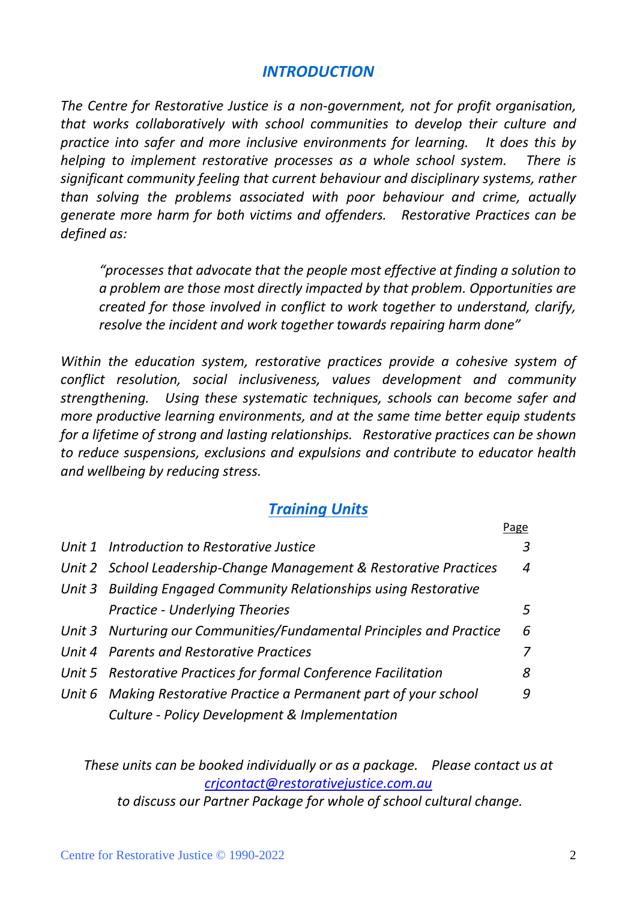## *INTRODUCTION*

*The Centre for Restorative Justice is a non-government, not for profit organisation, that works collaboratively with school communities to develop their culture and practice into safer and more inclusive environments for learning. It does this by helping to implement restorative processes as a whole school system. There is significant community feeling that current behaviour and disciplinary systems, rather than solving the problems associated with poor behaviour and crime, actually generate more harm for both victims and offenders. Restorative Practices can be defined as:*

> *"processes that advocate that the people most effective at finding a solution to a problem are those most directly impacted by that problem. Opportunities are created for those involved in conflict to work together to understand, clarify, resolve the incident and work together towards repairing harm done"*

*Within the education system, restorative practices provide a cohesive system of conflict resolution, social inclusiveness, values development and community strengthening. Using these systematic techniques, schools can become safer and more productive learning environments, and at the same time better equip students for a lifetime of strong and lasting relationships. Restorative practices can be shown to reduce suspensions, exclusions and expulsions and contribute to educator health and wellbeing by reducing stress.*

## ***Training Units***

| | | Page |
|---|---|---|
| *Unit 1* | *Introduction to Restorative Justice* | *3* |
| *Unit 2* | *School Leadership-Change Management & Restorative Practices* | *4* |
| *Unit 3* | *Building Engaged Community Relationships using Restorative Practice - Underlying Theories* | *5* |
| *Unit 3* | *Nurturing our Communities/Fundamental Principles and Practice* | *6* |
| *Unit 4* | *Parents and Restorative Practices* | *7* |
| *Unit 5* | *Restorative Practices for formal Conference Facilitation* | *8* |
| *Unit 6* | *Making Restorative Practice a Permanent part of your school Culture - Policy Development & Implementation* | *9* |

*These units can be booked individually or as a package. Please contact us at [crjcontact@restorativejustice.com.au](mailto:crjcontact@restorativejustice.com.au) to discuss our Partner Package for whole of school cultural change.*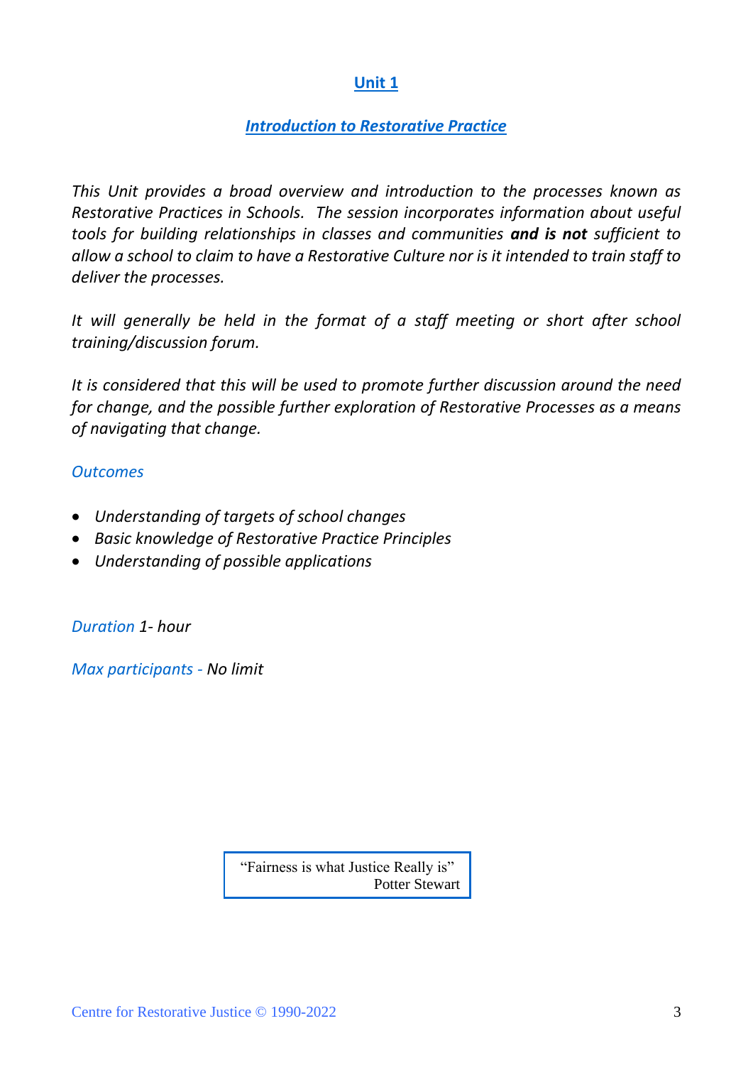# Unit 1

## *Introduction to Restorative Practice*

*This Unit provides a broad overview and introduction to the processes known as Restorative Practices in Schools. The session incorporates information about useful tools for building relationships in classes and communities* ***and is not*** *sufficient to allow a school to claim to have a Restorative Culture nor is it intended to train staff to deliver the processes.*

*It will generally be held in the format of a staff meeting or short after school training/discussion forum.*

*It is considered that this will be used to promote further discussion around the need for change, and the possible further exploration of Restorative Processes as a means of navigating that change.*

*Outcomes*

- *Understanding of targets of school changes*
- *Basic knowledge of Restorative Practice Principles*
- *Understanding of possible applications*

*Duration 1- hour*

*Max participants - No limit*

> "Fairness is what Justice Really is"
> Potter Stewart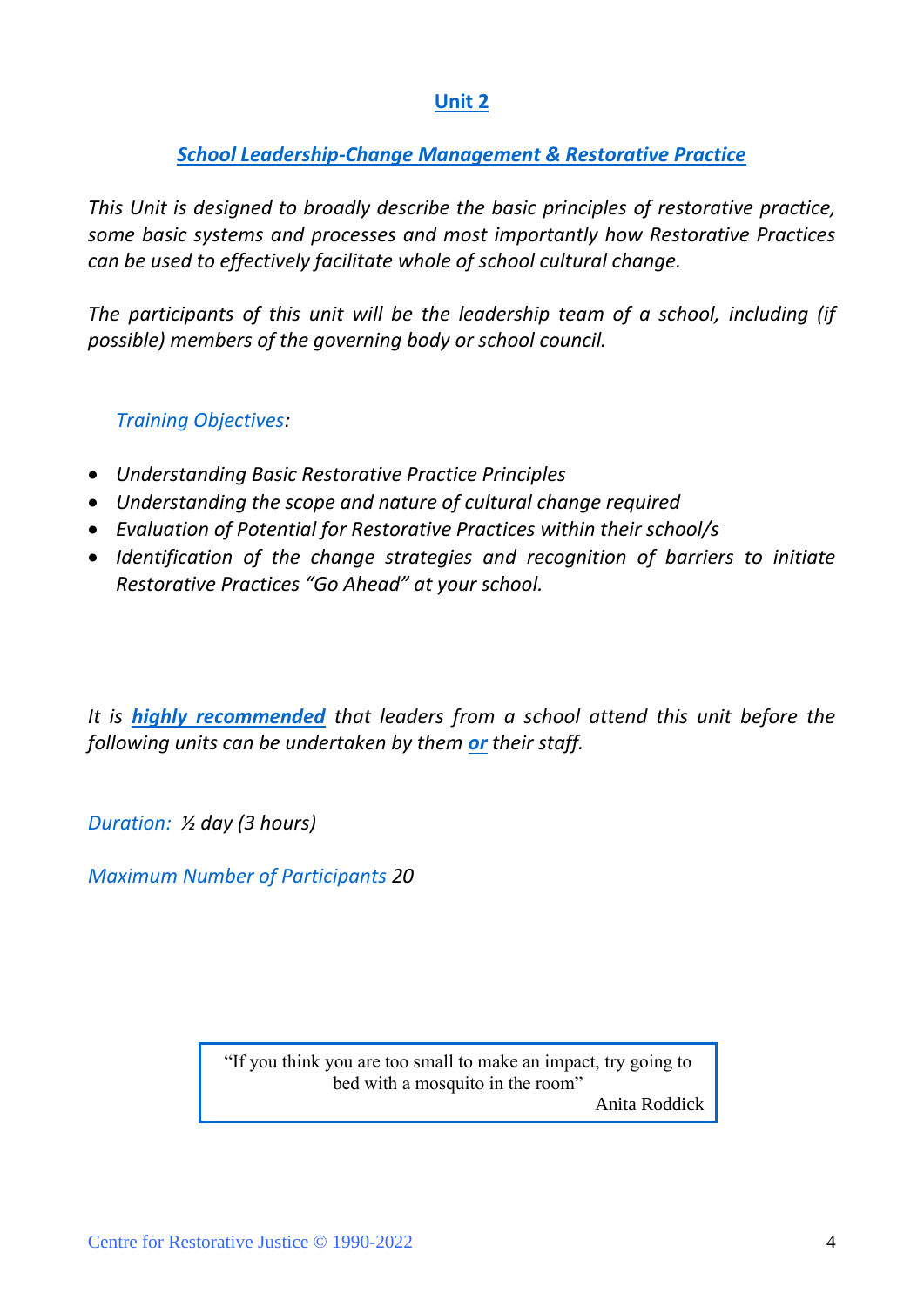## Unit 2

### *School Leadership-Change Management & Restorative Practice*

*This Unit is designed to broadly describe the basic principles of restorative practice, some basic systems and processes and most importantly how Restorative Practices can be used to effectively facilitate whole of school cultural change.*

*The participants of this unit will be the leadership team of a school, including (if possible) members of the governing body or school council.*

*Training Objectives:*

- *Understanding Basic Restorative Practice Principles*
- *Understanding the scope and nature of cultural change required*
- *Evaluation of Potential for Restorative Practices within their school/s*
- *Identification of the change strategies and recognition of barriers to initiate Restorative Practices "Go Ahead" at your school.*

*It is **highly recommended** that leaders from a school attend this unit before the following units can be undertaken by them **or** their staff.*

*Duration: ½ day (3 hours)*

*Maximum Number of Participants 20*

> "If you think you are too small to make an impact, try going to bed with a mosquito in the room"
>
> Anita Roddick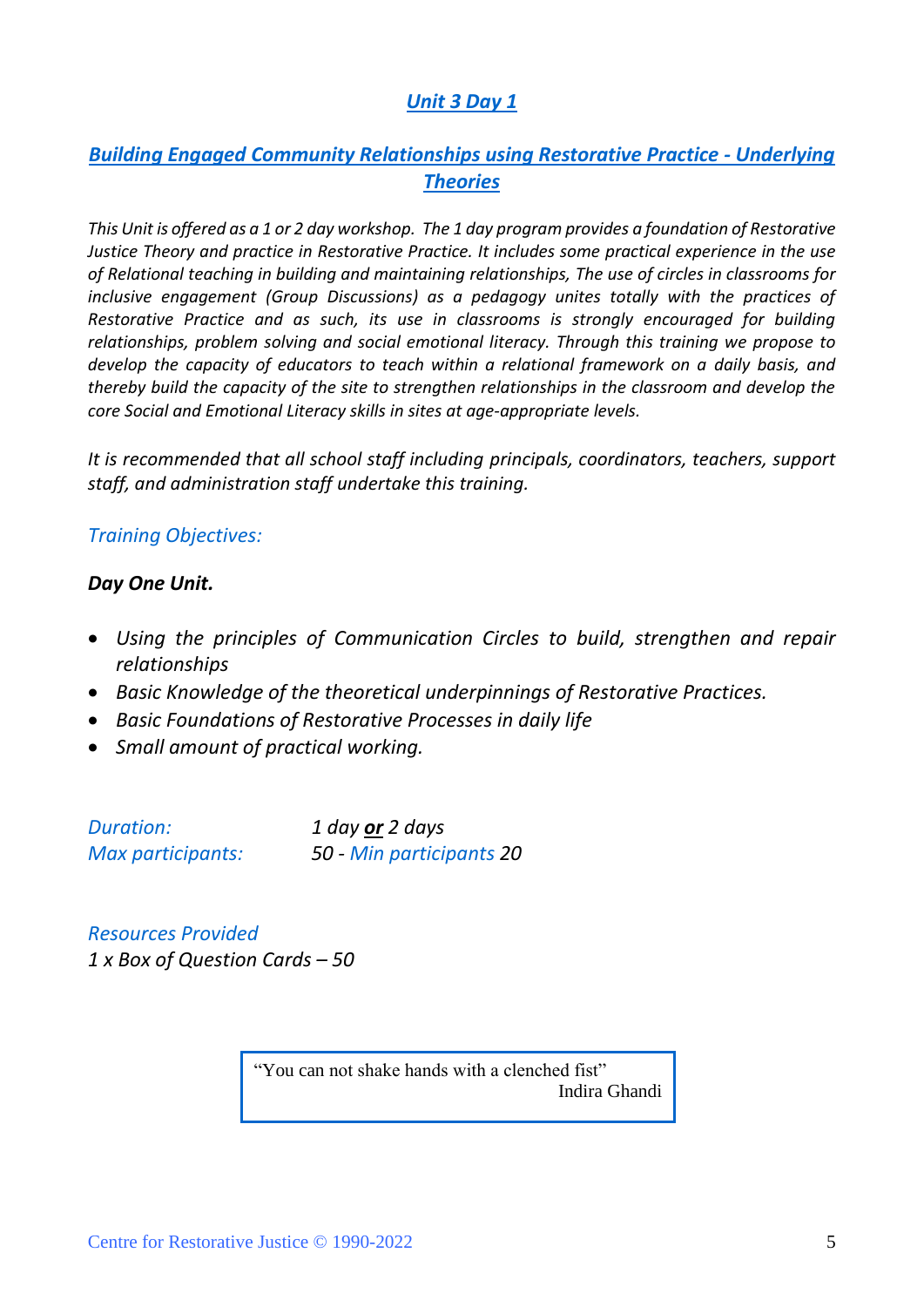## *Unit 3 Day 1*

## *Building Engaged Community Relationships using Restorative Practice - Underlying Theories*

*This Unit is offered as a 1 or 2 day workshop. The 1 day program provides a foundation of Restorative Justice Theory and practice in Restorative Practice. It includes some practical experience in the use of Relational teaching in building and maintaining relationships, The use of circles in classrooms for inclusive engagement (Group Discussions) as a pedagogy unites totally with the practices of Restorative Practice and as such, its use in classrooms is strongly encouraged for building relationships, problem solving and social emotional literacy. Through this training we propose to develop the capacity of educators to teach within a relational framework on a daily basis, and thereby build the capacity of the site to strengthen relationships in the classroom and develop the core Social and Emotional Literacy skills in sites at age-appropriate levels.*

*It is recommended that all school staff including principals, coordinators, teachers, support staff, and administration staff undertake this training.*

*Training Objectives:*

***Day One Unit.***

- *Using the principles of Communication Circles to build, strengthen and repair relationships*
- *Basic Knowledge of the theoretical underpinnings of Restorative Practices.*
- *Basic Foundations of Restorative Processes in daily life*
- *Small amount of practical working.*

*Duration:* *1 day **or** 2 days*
*Max participants:* *50 - Min participants 20*

*Resources Provided*
*1 x Box of Question Cards – 50*

"You can not shake hands with a clenched fist"
Indira Ghandi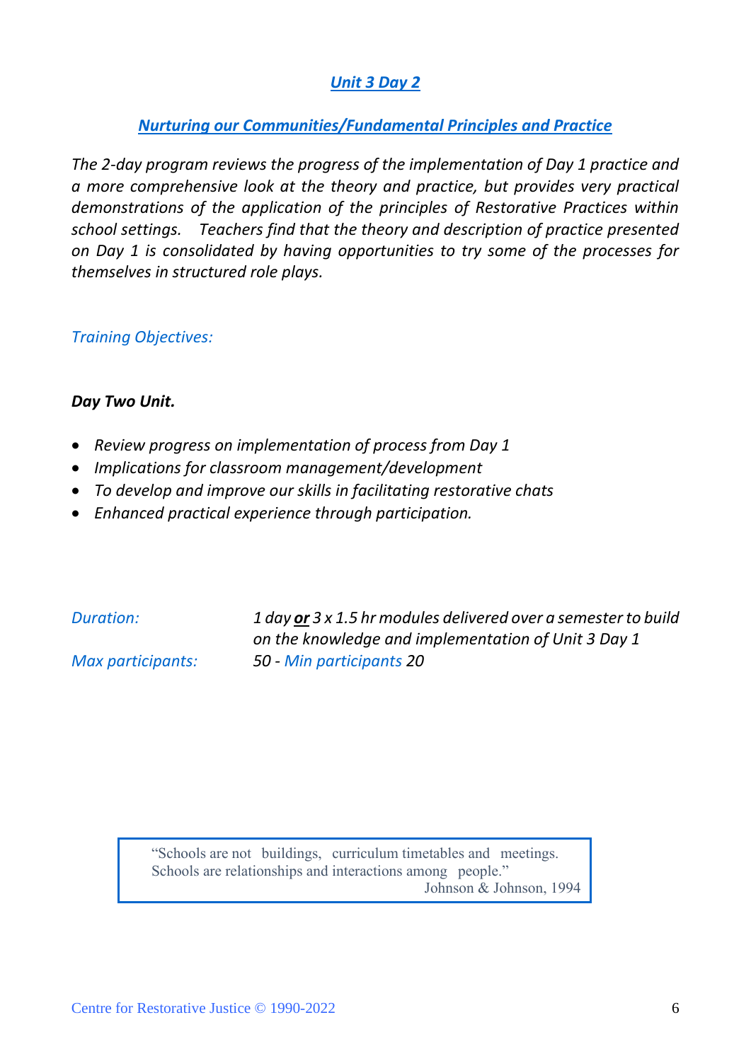## *Unit 3 Day 2*

### *Nurturing our Communities/Fundamental Principles and Practice*

*The 2-day program reviews the progress of the implementation of Day 1 practice and a more comprehensive look at the theory and practice, but provides very practical demonstrations of the application of the principles of Restorative Practices within school settings. Teachers find that the theory and description of practice presented on Day 1 is consolidated by having opportunities to try some of the processes for themselves in structured role plays.*

*Training Objectives:*

***Day Two Unit.***

- *Review progress on implementation of process from Day 1*
- *Implications for classroom management/development*
- *To develop and improve our skills in facilitating restorative chats*
- *Enhanced practical experience through participation.*

| | |
|---|---|
| *Duration:* | *1 day **or** 3 x 1.5 hr modules delivered over a semester to build on the knowledge and implementation of Unit 3 Day 1* |
| *Max participants:* | *50 - Min participants 20* |

> "Schools are not buildings, curriculum timetables and meetings. Schools are relationships and interactions among people."
>
> Johnson & Johnson, 1994

Centre for Restorative Justice © 1990-2022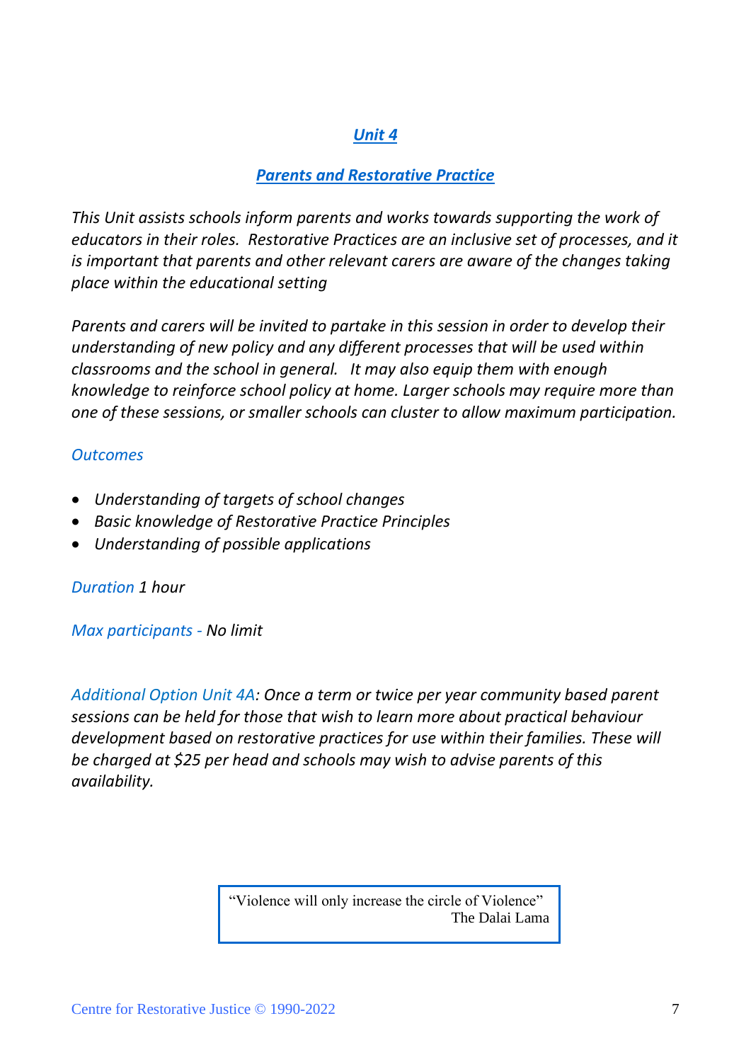## *Unit 4*

### *Parents and Restorative Practice*

*This Unit assists schools inform parents and works towards supporting the work of educators in their roles. Restorative Practices are an inclusive set of processes, and it is important that parents and other relevant carers are aware of the changes taking place within the educational setting*

*Parents and carers will be invited to partake in this session in order to develop their understanding of new policy and any different processes that will be used within classrooms and the school in general. It may also equip them with enough knowledge to reinforce school policy at home. Larger schools may require more than one of these sessions, or smaller schools can cluster to allow maximum participation.*

*Outcomes*

- *Understanding of targets of school changes*
- *Basic knowledge of Restorative Practice Principles*
- *Understanding of possible applications*

*Duration 1 hour*

*Max participants - No limit*

*Additional Option Unit 4A: Once a term or twice per year community based parent sessions can be held for those that wish to learn more about practical behaviour development based on restorative practices for use within their families. These will be charged at $25 per head and schools may wish to advise parents of this availability.*

> "Violence will only increase the circle of Violence"
> The Dalai Lama

Centre for Restorative Justice © 1990-2022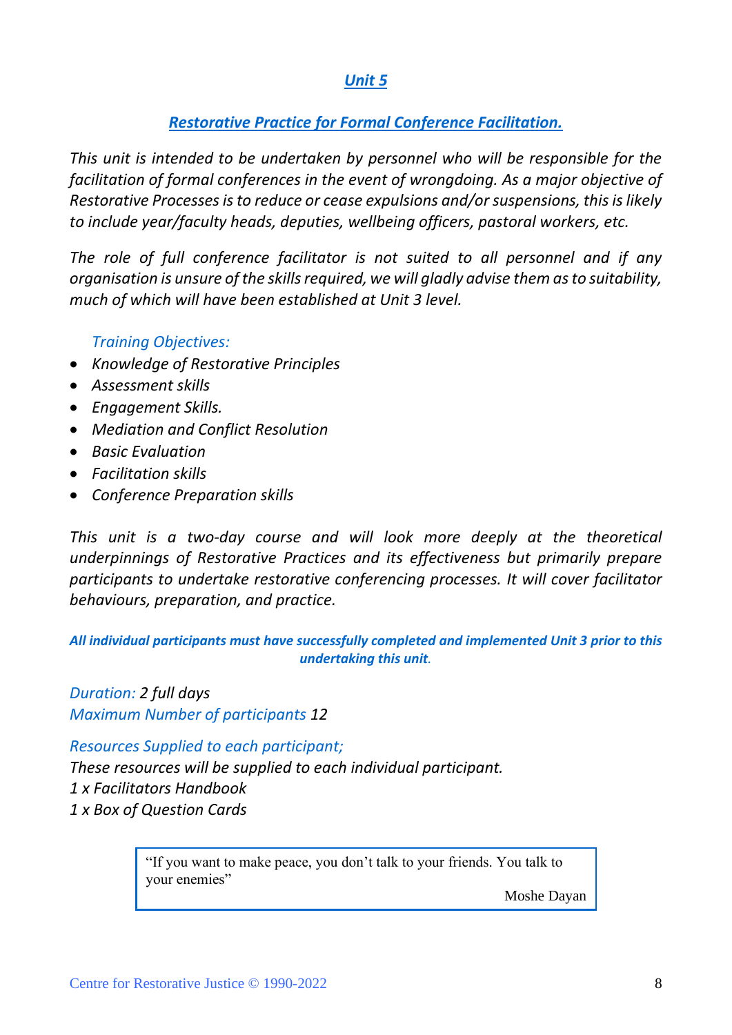## *Unit 5*

### *Restorative Practice for Formal Conference Facilitation.*

*This unit is intended to be undertaken by personnel who will be responsible for the facilitation of formal conferences in the event of wrongdoing. As a major objective of Restorative Processes is to reduce or cease expulsions and/or suspensions, this is likely to include year/faculty heads, deputies, wellbeing officers, pastoral workers, etc.*

*The role of full conference facilitator is not suited to all personnel and if any organisation is unsure of the skills required, we will gladly advise them as to suitability, much of which will have been established at Unit 3 level.*

*Training Objectives:*

- *Knowledge of Restorative Principles*
- *Assessment skills*
- *Engagement Skills.*
- *Mediation and Conflict Resolution*
- *Basic Evaluation*
- *Facilitation skills*
- *Conference Preparation skills*

*This unit is a two-day course and will look more deeply at the theoretical underpinnings of Restorative Practices and its effectiveness but primarily prepare participants to undertake restorative conferencing processes. It will cover facilitator behaviours, preparation, and practice.*

***All individual participants must have successfully completed and implemented Unit 3 prior to this undertaking this unit.***

*Duration: 2 full days*
*Maximum Number of participants 12*

*Resources Supplied to each participant;*
*These resources will be supplied to each individual participant.*
*1 x Facilitators Handbook*
*1 x Box of Question Cards*

> "If you want to make peace, you don't talk to your friends. You talk to your enemies"
>
> Moshe Dayan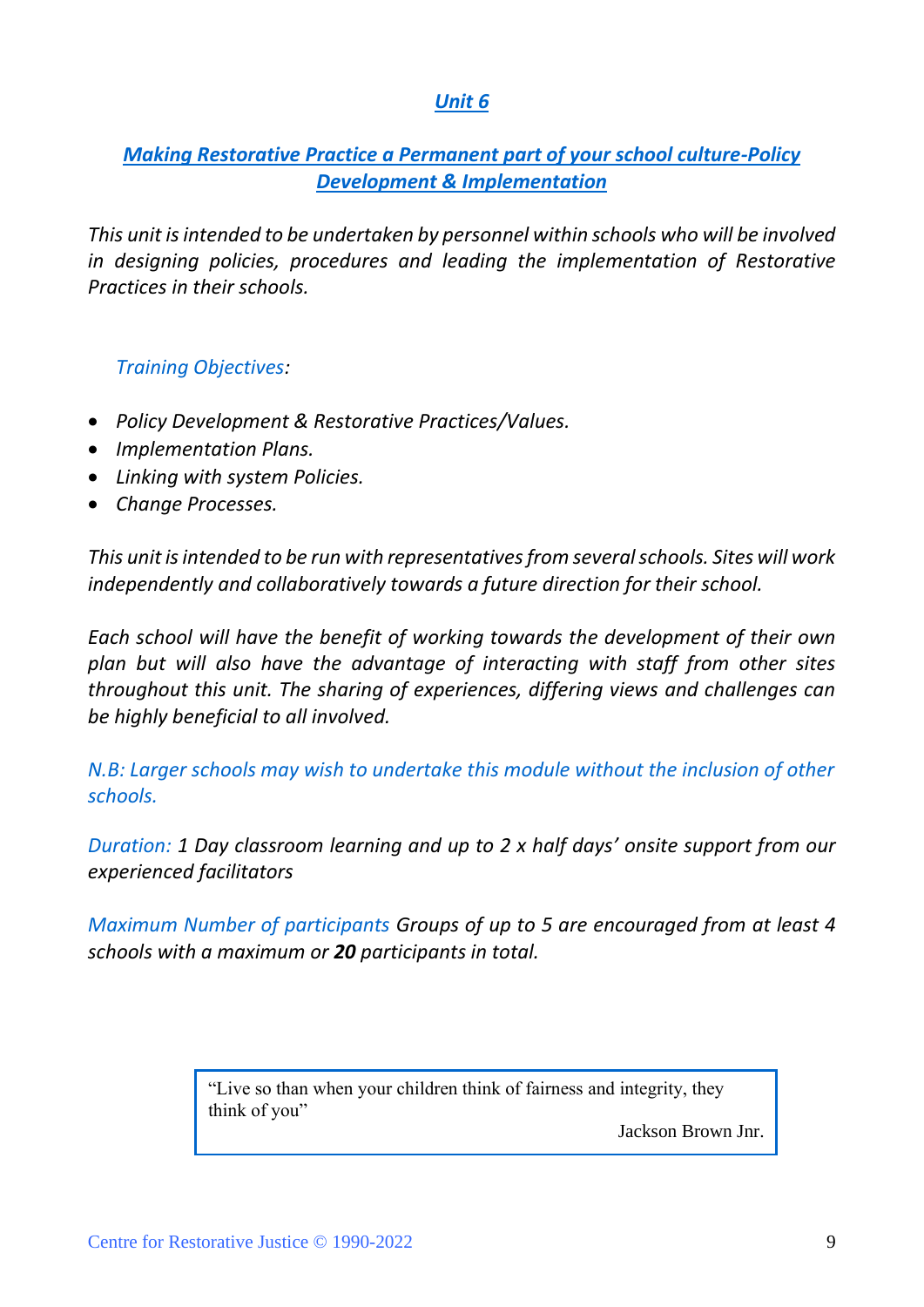## *Unit 6*

## *Making Restorative Practice a Permanent part of your school culture-Policy Development & Implementation*

*This unit is intended to be undertaken by personnel within schools who will be involved in designing policies, procedures and leading the implementation of Restorative Practices in their schools.*

*Training Objectives:*

- *Policy Development & Restorative Practices/Values.*
- *Implementation Plans.*
- *Linking with system Policies.*
- *Change Processes.*

*This unit is intended to be run with representatives from several schools. Sites will work independently and collaboratively towards a future direction for their school.*

*Each school will have the benefit of working towards the development of their own plan but will also have the advantage of interacting with staff from other sites throughout this unit. The sharing of experiences, differing views and challenges can be highly beneficial to all involved.*

*N.B: Larger schools may wish to undertake this module without the inclusion of other schools.*

*Duration: 1 Day classroom learning and up to 2 x half days' onsite support from our experienced facilitators*

*Maximum Number of participants Groups of up to 5 are encouraged from at least 4 schools with a maximum or **20** participants in total.*

> "Live so than when your children think of fairness and integrity, they think of you"
>
> Jackson Brown Jnr.